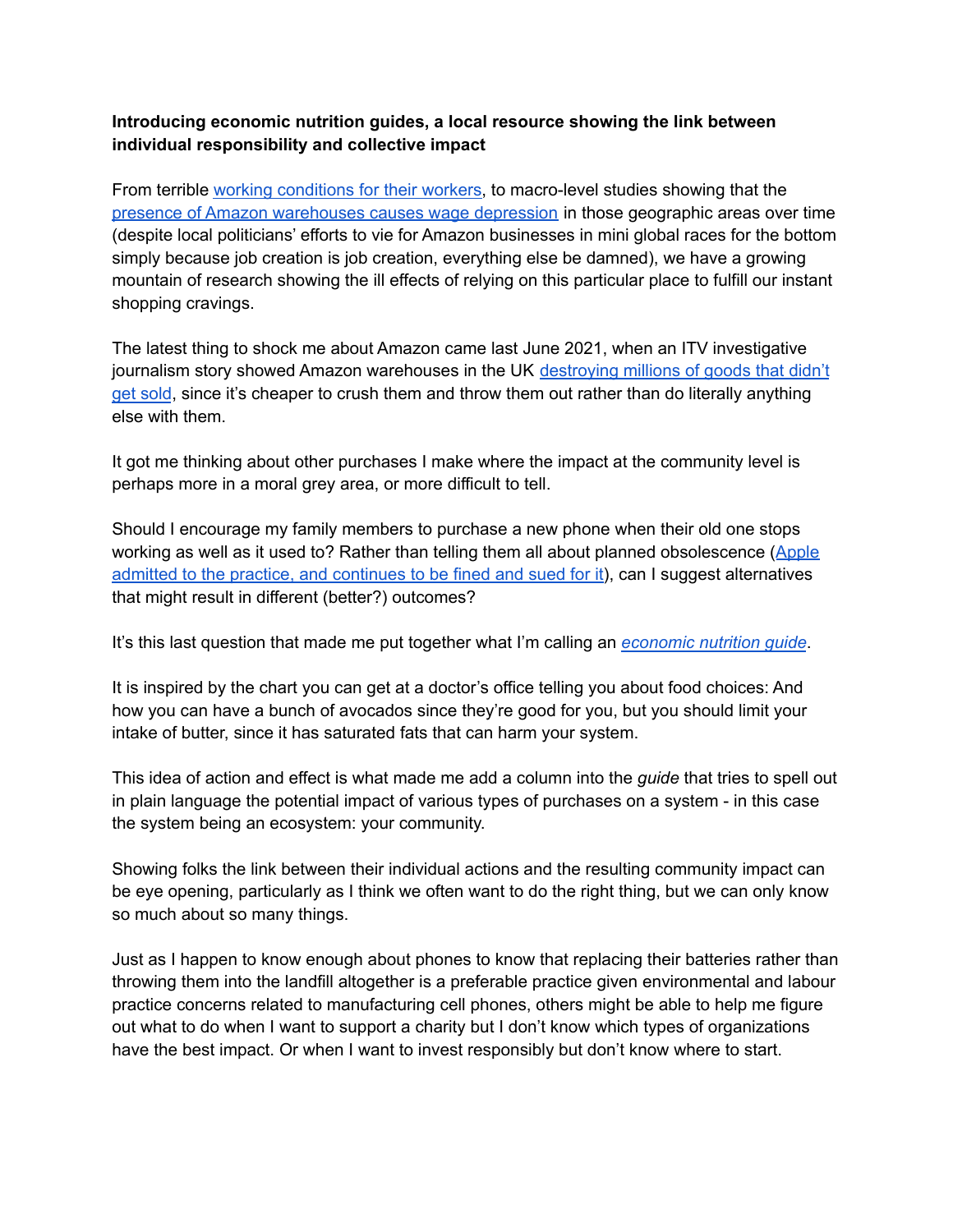**Introducing economic nutrition guides, a local resource showing the link between individual responsibility and collective impact**

From terrible working conditions for their workers, to macro-level studies showing that the presence of Amazon warehouses causes wage depression in those geographic areas over time (despite local politicians' efforts to vie for Amazon businesses in mini global races for the bottom simply because job creation is job creation, everything else be damned), we have a growing mountain of research showing the ill effects of relying on this particular place to fulfill our instant shopping cravings.

The latest thing to shock me about Amazon came last June 2021, when an ITV investigative journalism story showed Amazon warehouses in the UK destroying millions of goods that didn't get sold, since it's cheaper to crush them and throw them out rather than do literally anything else with them.

It got me thinking about other purchases I make where the impact at the community level is perhaps more in a moral grey area, or more difficult to tell.

Should I encourage my family members to purchase a new phone when their old one stops working as well as it used to? Rather than telling them all about planned obsolescence (Apple admitted to the practice, and continues to be fined and sued for it), can I suggest alternatives that might result in different (better?) outcomes?

It's this last question that made me put together what I'm calling an *economic nutrition guide*.

It is inspired by the chart you can get at a doctor's office telling you about food choices: And how you can have a bunch of avocados since they're good for you, but you should limit your intake of butter, since it has saturated fats that can harm your system.

This idea of action and effect is what made me add a column into the *guide* that tries to spell out in plain language the potential impact of various types of purchases on a system - in this case the system being an ecosystem: your community.

Showing folks the link between their individual actions and the resulting community impact can be eye opening, particularly as I think we often want to do the right thing, but we can only know so much about so many things.

Just as I happen to know enough about phones to know that replacing their batteries rather than throwing them into the landfill altogether is a preferable practice given environmental and labour practice concerns related to manufacturing cell phones, others might be able to help me figure out what to do when I want to support a charity but I don't know which types of organizations have the best impact. Or when I want to invest responsibly but don't know where to start.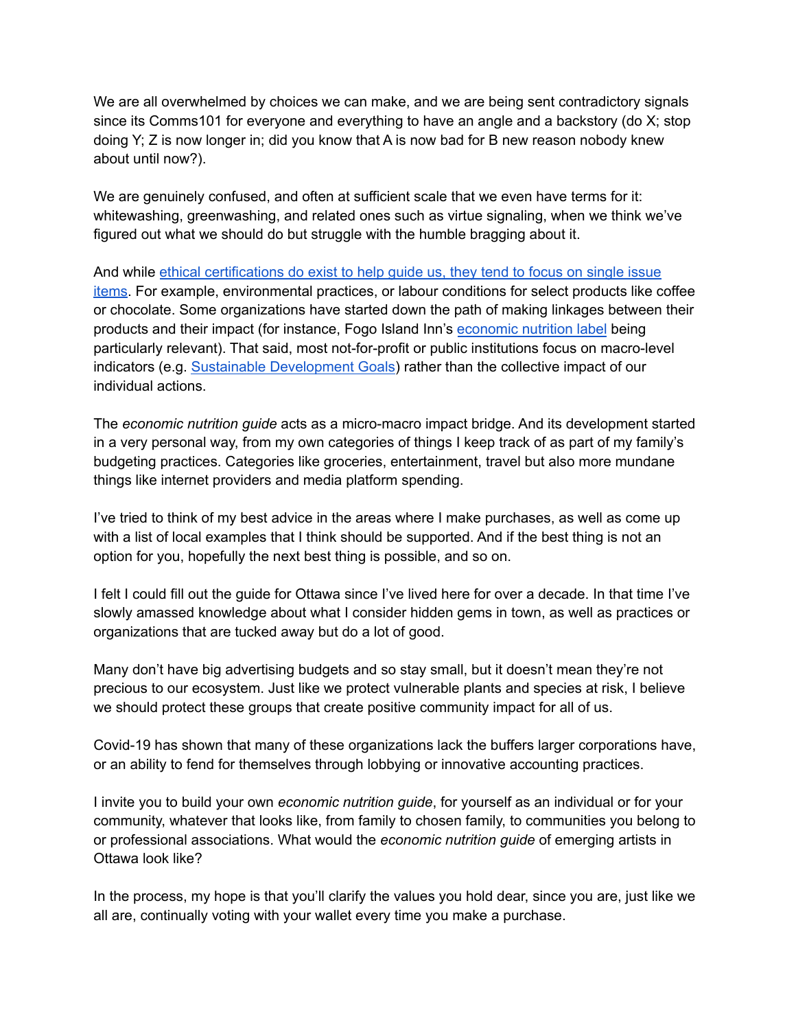We are all overwhelmed by choices we can make, and we are being sent contradictory signals since its Comms101 for everyone and everything to have an angle and a backstory (do X; stop doing Y; Z is now longer in; did you know that A is now bad for B new reason nobody knew about until now?).

We are genuinely confused, and often at sufficient scale that we even have terms for it: whitewashing, greenwashing, and related ones such as virtue signaling, when we think we've figured out what we should do but struggle with the humble bragging about it.

And while ethical certifications do exist to help guide us, they tend to focus on single issue items. For example, environmental practices, or labour conditions for select products like coffee or chocolate. Some organizations have started down the path of making linkages between their products and their impact (for instance, Fogo Island Inn's economic nutrition label being particularly relevant). That said, most not-for-profit or public institutions focus on macro-level indicators (e.g. Sustainable Development Goals) rather than the collective impact of our individual actions.

The *economic nutrition guide* acts as a micro-macro impact bridge. And its development started in a very personal way, from my own categories of things I keep track of as part of my family's budgeting practices. Categories like groceries, entertainment, travel but also more mundane things like internet providers and media platform spending.

I've tried to think of my best advice in the areas where I make purchases, as well as come up with a list of local examples that I think should be supported. And if the best thing is not an option for you, hopefully the next best thing is possible, and so on.

I felt I could fill out the guide for Ottawa since I've lived here for over a decade. In that time I've slowly amassed knowledge about what I consider hidden gems in town, as well as practices or organizations that are tucked away but do a lot of good.

Many don't have big advertising budgets and so stay small, but it doesn't mean they're not precious to our ecosystem. Just like we protect vulnerable plants and species at risk, I believe we should protect these groups that create positive community impact for all of us.

Covid-19 has shown that many of these organizations lack the buffers larger corporations have, or an ability to fend for themselves through lobbying or innovative accounting practices.

I invite you to build your own *economic nutrition guide*, for yourself as an individual or for your community, whatever that looks like, from family to chosen family, to communities you belong to or professional associations. What would the *economic nutrition guide* of emerging artists in Ottawa look like?

In the process, my hope is that you'll clarify the values you hold dear, since you are, just like we all are, continually voting with your wallet every time you make a purchase.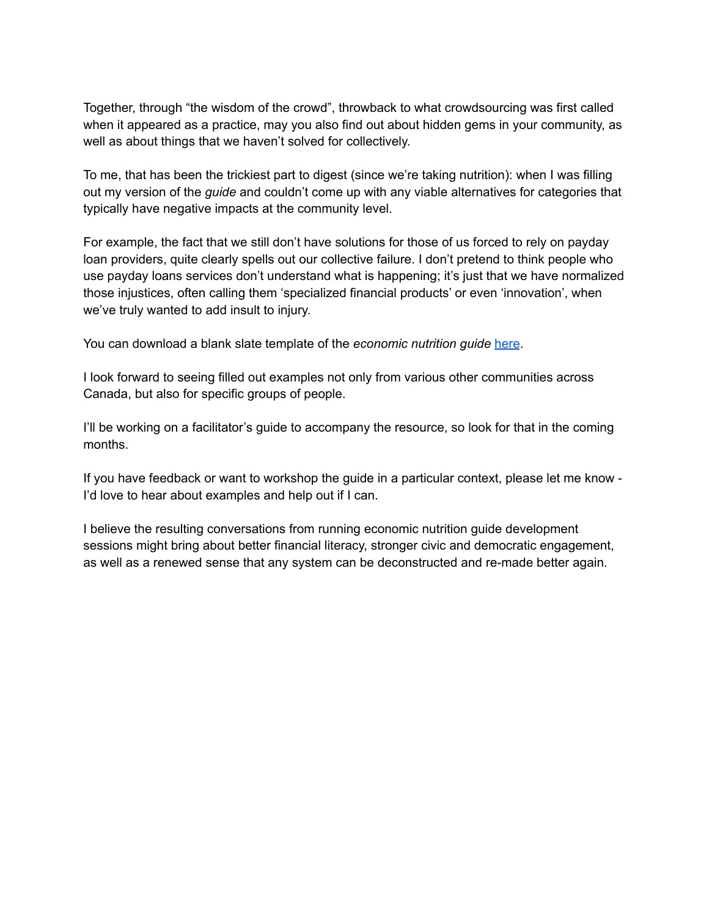Together, through “the wisdom of the crowd”, throwback to what crowdsourcing was first called when it appeared as a practice, may you also find out about hidden gems in your community, as well as about things that we haven’t solved for collectively.

To me, that has been the trickiest part to digest (since we’re taking nutrition): when I was filling out my version of the *guide* and couldn’t come up with any viable alternatives for categories that typically have negative impacts at the community level.

For example, the fact that we still don’t have solutions for those of us forced to rely on payday loan providers, quite clearly spells out our collective failure. I don’t pretend to think people who use payday loans services don’t understand what is happening; it’s just that we have normalized those injustices, often calling them ‘specialized financial products’ or even ‘innovation’, when we’ve truly wanted to add insult to injury.

You can download a blank slate template of the *economic nutrition guide* here.

I look forward to seeing filled out examples not only from various other communities across Canada, but also for specific groups of people.

I’ll be working on a facilitator’s guide to accompany the resource, so look for that in the coming months.

If you have feedback or want to workshop the guide in a particular context, please let me know - I’d love to hear about examples and help out if I can.

I believe the resulting conversations from running economic nutrition guide development sessions might bring about better financial literacy, stronger civic and democratic engagement, as well as a renewed sense that any system can be deconstructed and re-made better again.